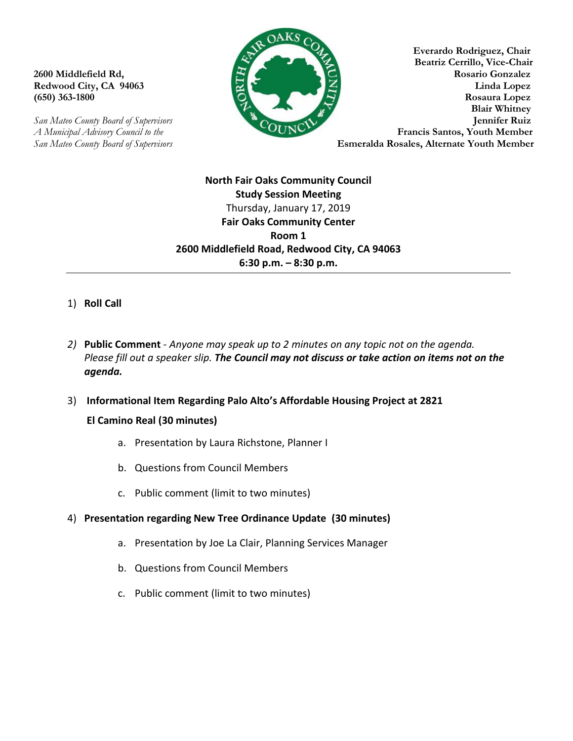**2600 Middlefield Rd,**
**Redwood City, CA 94063**
**(650) 363-1800**

*San Mateo County Board of Supervisors*
*A Municipal Advisory Council to the*
*San Mateo County Board of Supervisors*

**Everardo Rodriguez, Chair**
**Beatriz Cerrillo, Vice-Chair**
**Rosario Gonzalez**
**Linda Lopez**
**Rosaura Lopez**
**Blair Whitney**
**Jennifer Ruiz**
**Francis Santos, Youth Member**
**Esmeralda Rosales, Alternate Youth Member**

**North Fair Oaks Community Council**
**Study Session Meeting**
Thursday, January 17, 2019
**Fair Oaks Community Center**
**Room 1**
**2600 Middlefield Road, Redwood City, CA 94063**
**6:30 p.m. – 8:30 p.m.**

---

1) **Roll Call**

2) **Public Comment** - *Anyone may speak up to 2 minutes on any topic not on the agenda. Please fill out a speaker slip.* ***The Council may not discuss or take action on items not on the agenda.***

3) **Informational Item Regarding Palo Alto's Affordable Housing Project at 2821 El Camino Real (30 minutes)**
   a. Presentation by Laura Richstone, Planner I
   b. Questions from Council Members
   c. Public comment (limit to two minutes)

4) **Presentation regarding New Tree Ordinance Update (30 minutes)**
   a. Presentation by Joe La Clair, Planning Services Manager
   b. Questions from Council Members
   c. Public comment (limit to two minutes)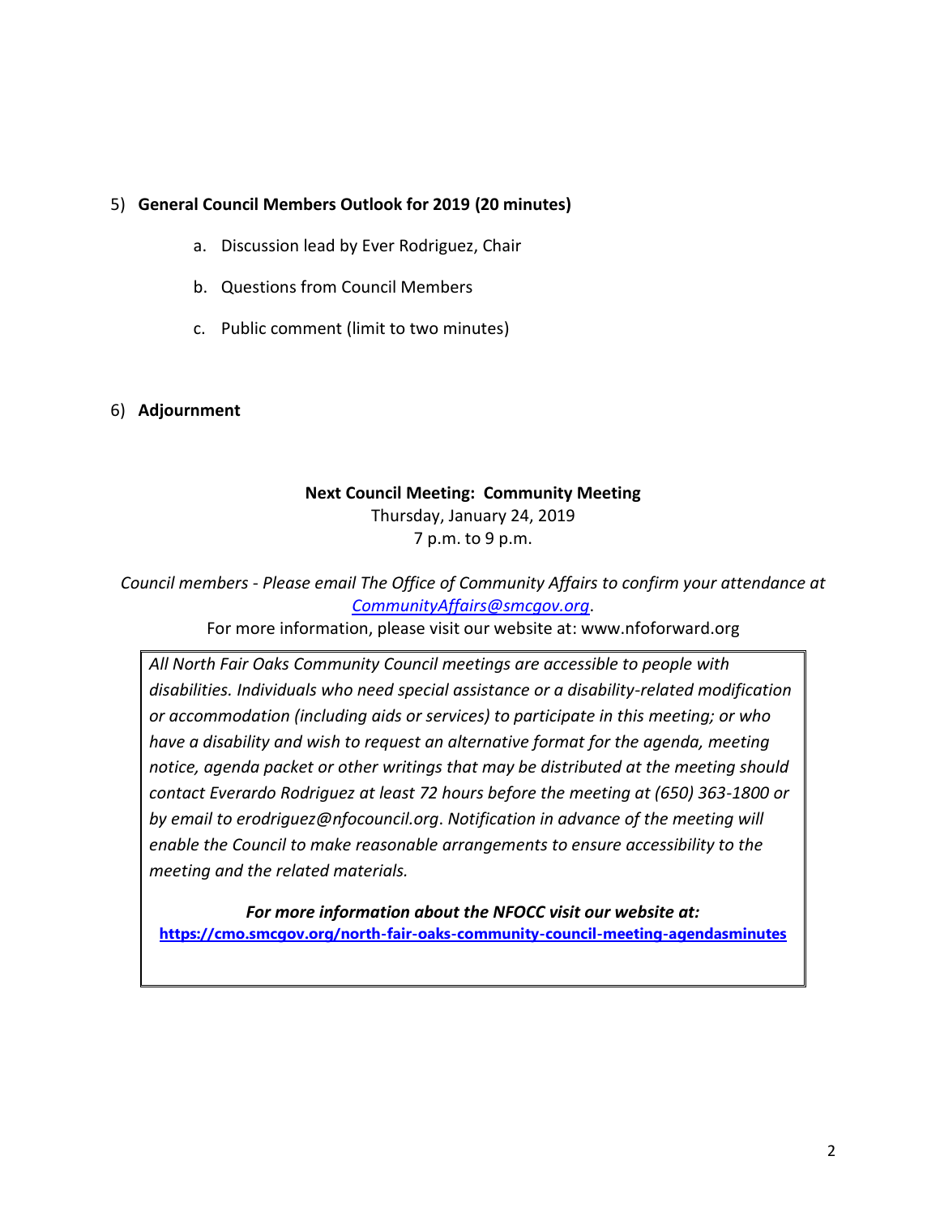5) **General Council Members Outlook for 2019 (20 minutes)**

   a. Discussion lead by Ever Rodriguez, Chair

   b. Questions from Council Members

   c. Public comment (limit to two minutes)

6) **Adjournment**

**Next Council Meeting: Community Meeting**
Thursday, January 24, 2019
7 p.m. to 9 p.m.

*Council members - Please email The Office of Community Affairs to confirm your attendance at [CommunityAffairs@smcgov.org](mailto:CommunityAffairs@smcgov.org).*
For more information, please visit our website at: www.nfoforward.org

*All North Fair Oaks Community Council meetings are accessible to people with disabilities. Individuals who need special assistance or a disability-related modification or accommodation (including aids or services) to participate in this meeting; or who have a disability and wish to request an alternative format for the agenda, meeting notice, agenda packet or other writings that may be distributed at the meeting should contact Everardo Rodriguez at least 72 hours before the meeting at (650) 363-1800 or by email to erodriguez@nfocouncil.org. Notification in advance of the meeting will enable the Council to make reasonable arrangements to ensure accessibility to the meeting and the related materials.*

***For more information about the NFOCC visit our website at:***
**https://cmo.smcgov.org/north-fair-oaks-community-council-meeting-agendasminutes**